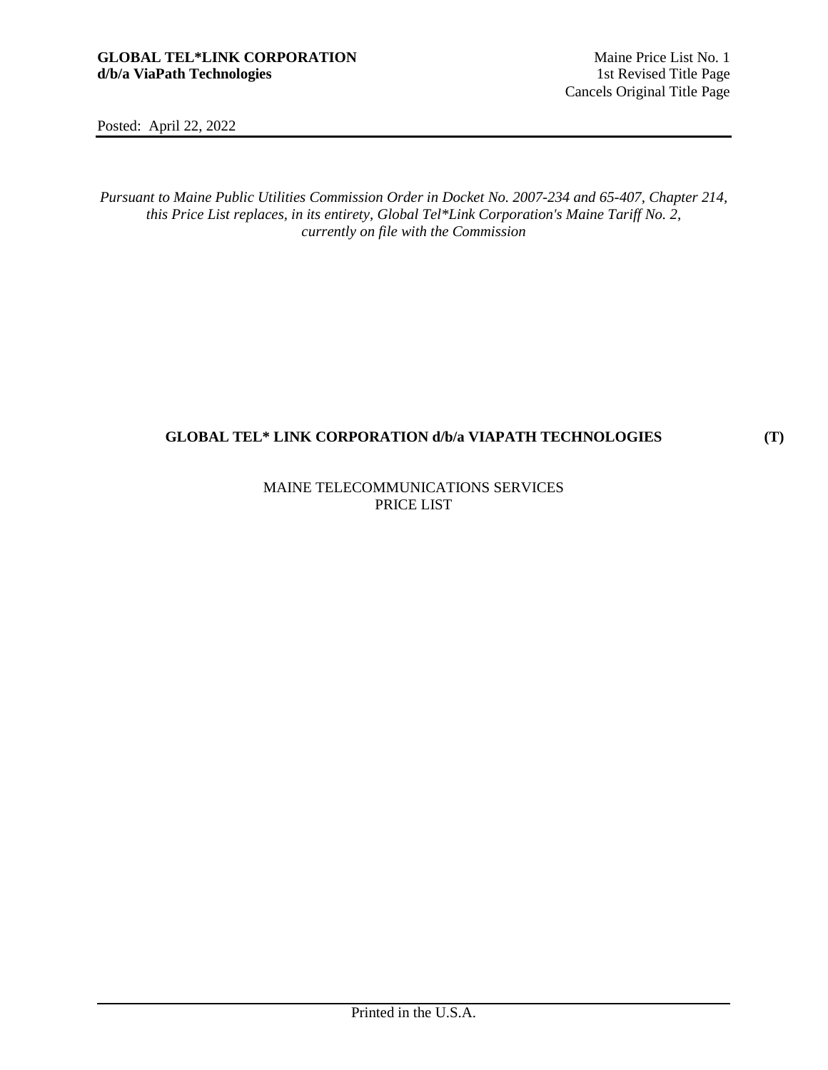**GLOBAL TEL*LINK CORPORATION**
**d/b/a ViaPath Technologies**

Maine Price List No. 1
1st Revised Title Page
Cancels Original Title Page

Posted: April 22, 2022

*Pursuant to Maine Public Utilities Commission Order in Docket No. 2007-234 and 65-407, Chapter 214, this Price List replaces, in its entirety, Global Tel*Link Corporation's Maine Tariff No. 2, currently on file with the Commission*

**GLOBAL TEL* LINK CORPORATION d/b/a VIAPATH TECHNOLOGIES** **(T)**

MAINE TELECOMMUNICATIONS SERVICES
PRICE LIST

Printed in the U.S.A.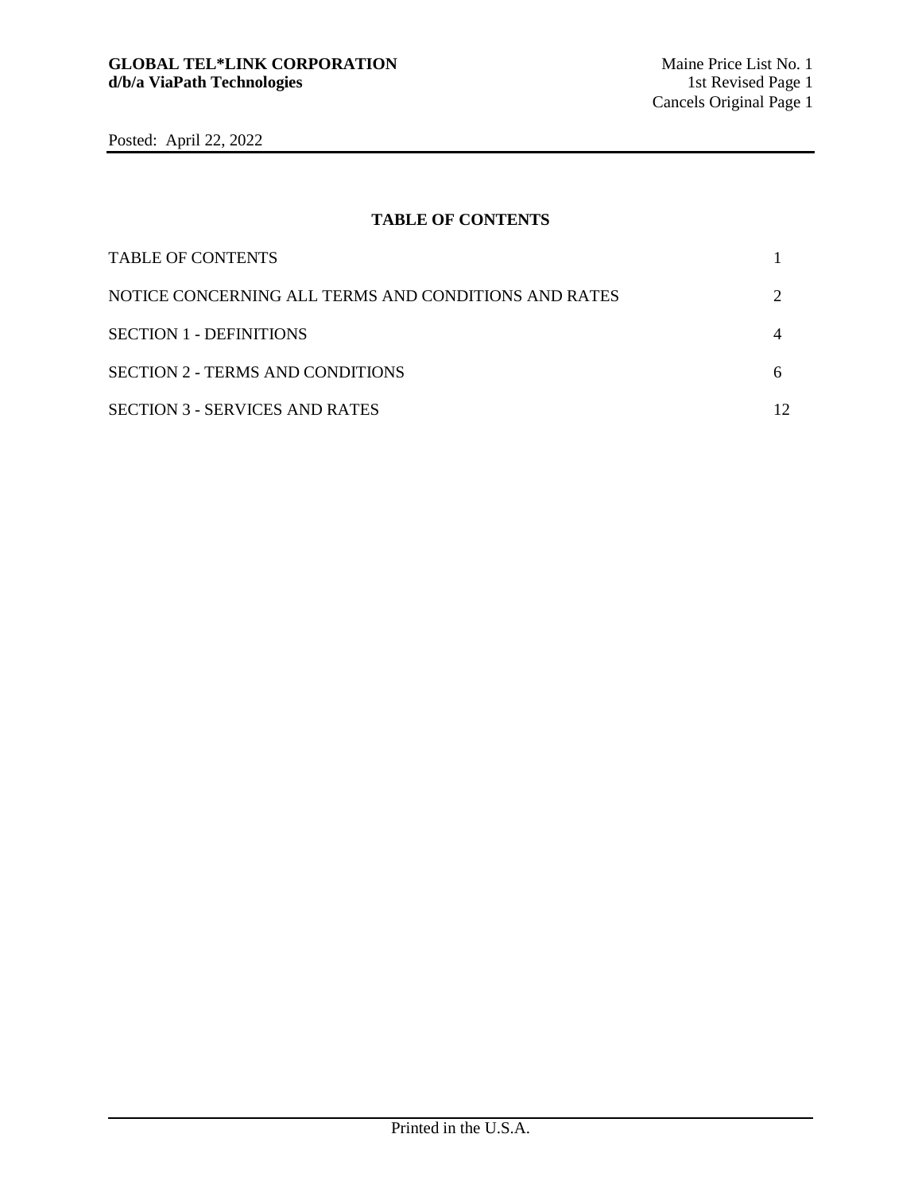## TABLE OF CONTENTS

| | |
|---|---|
| TABLE OF CONTENTS | 1 |
| NOTICE CONCERNING ALL TERMS AND CONDITIONS AND RATES | 2 |
| SECTION 1 - DEFINITIONS | 4 |
| SECTION 2 - TERMS AND CONDITIONS | 6 |
| SECTION 3 - SERVICES AND RATES | 12 |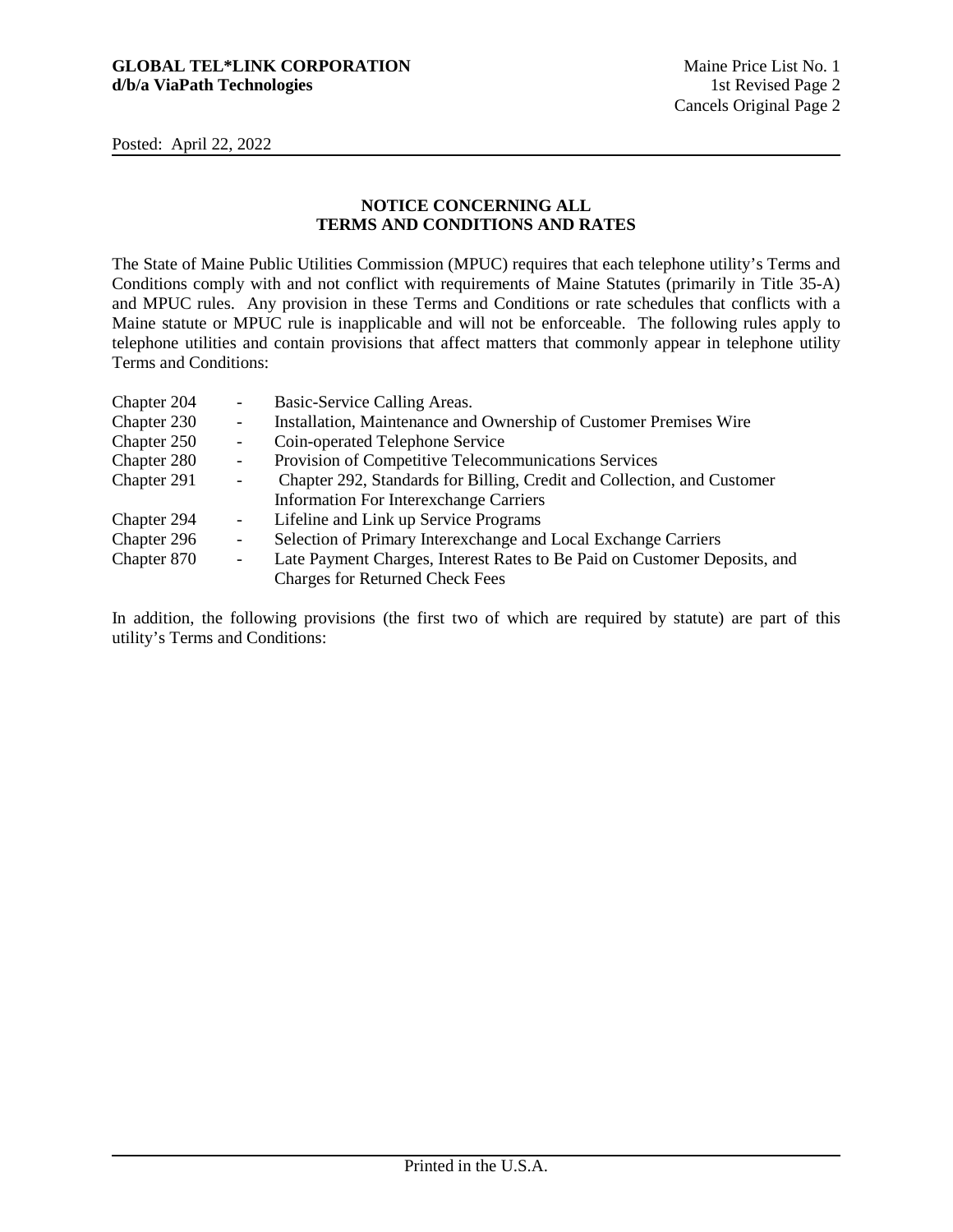GLOBAL TEL*LINK CORPORATION
d/b/a ViaPath Technologies

Maine Price List No. 1
1st Revised Page 2
Cancels Original Page 2

Posted: April 22, 2022

## NOTICE CONCERNING ALL TERMS AND CONDITIONS AND RATES

The State of Maine Public Utilities Commission (MPUC) requires that each telephone utility's Terms and Conditions comply with and not conflict with requirements of Maine Statutes (primarily in Title 35-A) and MPUC rules. Any provision in these Terms and Conditions or rate schedules that conflicts with a Maine statute or MPUC rule is inapplicable and will not be enforceable. The following rules apply to telephone utilities and contain provisions that affect matters that commonly appear in telephone utility Terms and Conditions:

| | | |
|---|---|---|
| Chapter 204 | - | Basic-Service Calling Areas. |
| Chapter 230 | - | Installation, Maintenance and Ownership of Customer Premises Wire |
| Chapter 250 | - | Coin-operated Telephone Service |
| Chapter 280 | - | Provision of Competitive Telecommunications Services |
| Chapter 291 | - | Chapter 292, Standards for Billing, Credit and Collection, and Customer Information For Interexchange Carriers |
| Chapter 294 | - | Lifeline and Link up Service Programs |
| Chapter 296 | - | Selection of Primary Interexchange and Local Exchange Carriers |
| Chapter 870 | - | Late Payment Charges, Interest Rates to Be Paid on Customer Deposits, and Charges for Returned Check Fees |

In addition, the following provisions (the first two of which are required by statute) are part of this utility's Terms and Conditions: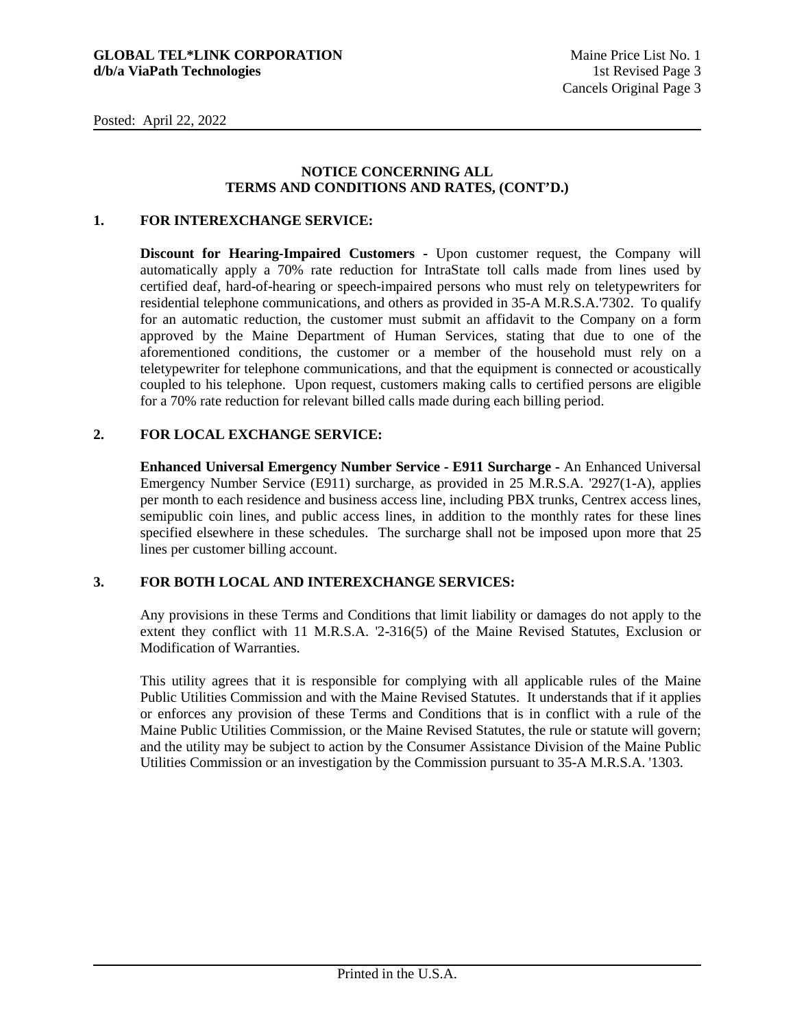**NOTICE CONCERNING ALL**
**TERMS AND CONDITIONS AND RATES, (CONT'D.)**

## 1. FOR INTEREXCHANGE SERVICE:

**Discount for Hearing-Impaired Customers -** Upon customer request, the Company will automatically apply a 70% rate reduction for IntraState toll calls made from lines used by certified deaf, hard-of-hearing or speech-impaired persons who must rely on teletypewriters for residential telephone communications, and others as provided in 35-A M.R.S.A.'7302. To qualify for an automatic reduction, the customer must submit an affidavit to the Company on a form approved by the Maine Department of Human Services, stating that due to one of the aforementioned conditions, the customer or a member of the household must rely on a teletypewriter for telephone communications, and that the equipment is connected or acoustically coupled to his telephone. Upon request, customers making calls to certified persons are eligible for a 70% rate reduction for relevant billed calls made during each billing period.

## 2. FOR LOCAL EXCHANGE SERVICE:

**Enhanced Universal Emergency Number Service - E911 Surcharge -** An Enhanced Universal Emergency Number Service (E911) surcharge, as provided in 25 M.R.S.A. '2927(1-A), applies per month to each residence and business access line, including PBX trunks, Centrex access lines, semipublic coin lines, and public access lines, in addition to the monthly rates for these lines specified elsewhere in these schedules. The surcharge shall not be imposed upon more that 25 lines per customer billing account.

## 3. FOR BOTH LOCAL AND INTEREXCHANGE SERVICES:

Any provisions in these Terms and Conditions that limit liability or damages do not apply to the extent they conflict with 11 M.R.S.A. '2-316(5) of the Maine Revised Statutes, Exclusion or Modification of Warranties.

This utility agrees that it is responsible for complying with all applicable rules of the Maine Public Utilities Commission and with the Maine Revised Statutes. It understands that if it applies or enforces any provision of these Terms and Conditions that is in conflict with a rule of the Maine Public Utilities Commission, or the Maine Revised Statutes, the rule or statute will govern; and the utility may be subject to action by the Consumer Assistance Division of the Maine Public Utilities Commission or an investigation by the Commission pursuant to 35-A M.R.S.A. '1303.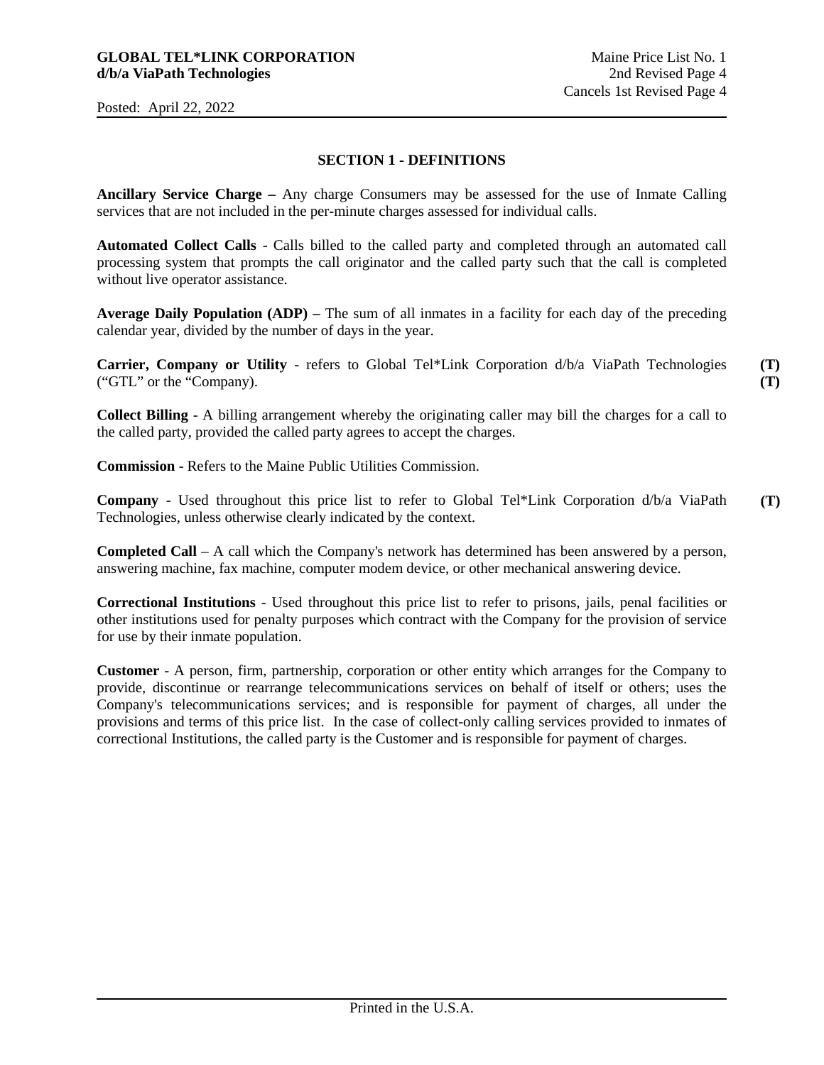## SECTION 1 - DEFINITIONS

**Ancillary Service Charge –** Any charge Consumers may be assessed for the use of Inmate Calling services that are not included in the per-minute charges assessed for individual calls.

**Automated Collect Calls** - Calls billed to the called party and completed through an automated call processing system that prompts the call originator and the called party such that the call is completed without live operator assistance.

**Average Daily Population (ADP) –** The sum of all inmates in a facility for each day of the preceding calendar year, divided by the number of days in the year.

**Carrier, Company or Utility** - refers to Global Tel*Link Corporation d/b/a ViaPath Technologies ("GTL" or the "Company). **(T)** **(T)**

**Collect Billing** - A billing arrangement whereby the originating caller may bill the charges for a call to the called party, provided the called party agrees to accept the charges.

**Commission** - Refers to the Maine Public Utilities Commission.

**Company** - Used throughout this price list to refer to Global Tel*Link Corporation d/b/a ViaPath Technologies, unless otherwise clearly indicated by the context. **(T)**

**Completed Call** – A call which the Company's network has determined has been answered by a person, answering machine, fax machine, computer modem device, or other mechanical answering device.

**Correctional Institutions** - Used throughout this price list to refer to prisons, jails, penal facilities or other institutions used for penalty purposes which contract with the Company for the provision of service for use by their inmate population.

**Customer** - A person, firm, partnership, corporation or other entity which arranges for the Company to provide, discontinue or rearrange telecommunications services on behalf of itself or others; uses the Company's telecommunications services; and is responsible for payment of charges, all under the provisions and terms of this price list. In the case of collect-only calling services provided to inmates of correctional Institutions, the called party is the Customer and is responsible for payment of charges.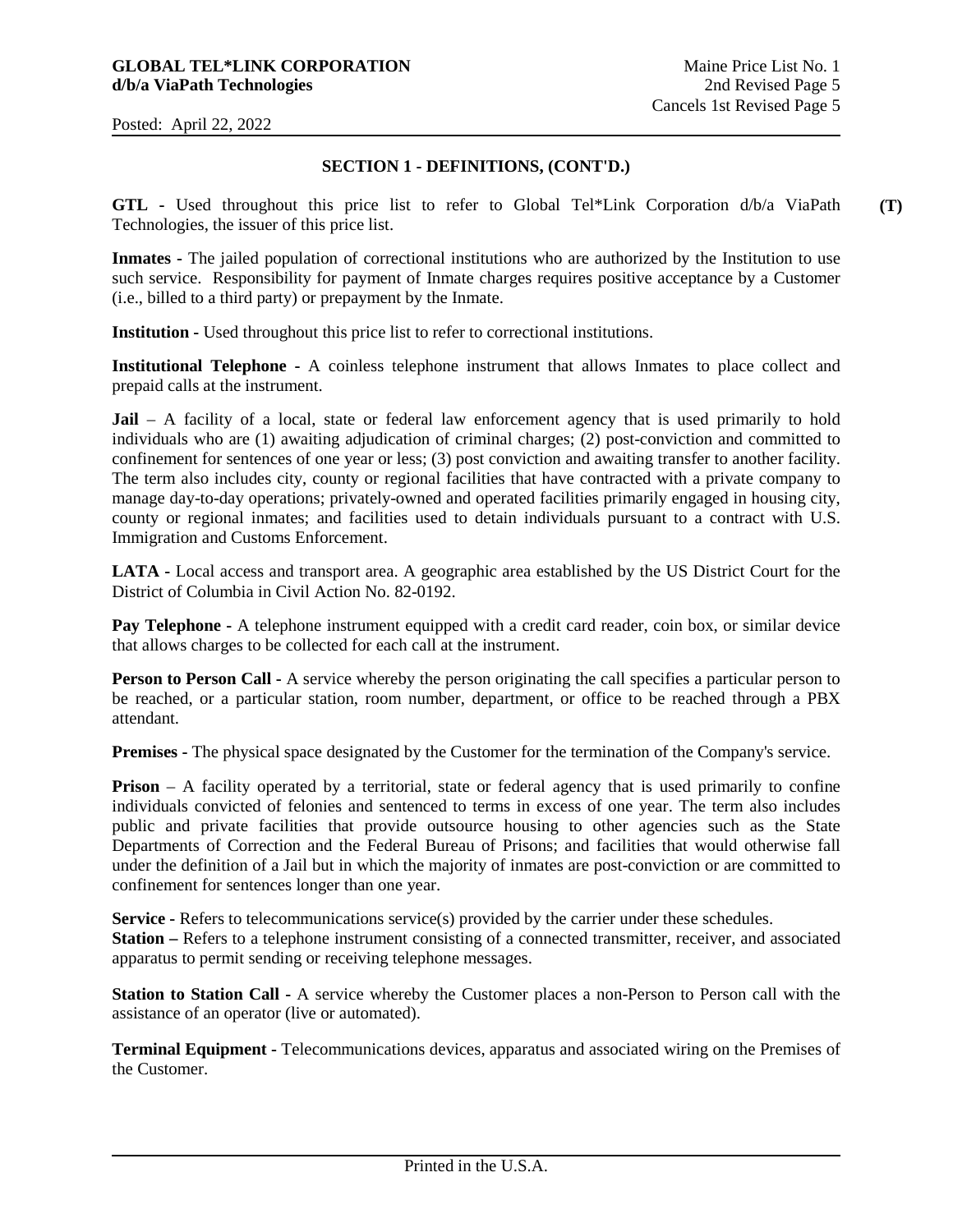## SECTION 1 - DEFINITIONS, (CONT'D.)

**GTL** - Used throughout this price list to refer to Global Tel*Link Corporation d/b/a ViaPath Technologies, the issuer of this price list. **(T)**

**Inmates** - The jailed population of correctional institutions who are authorized by the Institution to use such service. Responsibility for payment of Inmate charges requires positive acceptance by a Customer (i.e., billed to a third party) or prepayment by the Inmate.

**Institution** - Used throughout this price list to refer to correctional institutions.

**Institutional Telephone** - A coinless telephone instrument that allows Inmates to place collect and prepaid calls at the instrument.

**Jail** – A facility of a local, state or federal law enforcement agency that is used primarily to hold individuals who are (1) awaiting adjudication of criminal charges; (2) post-conviction and committed to confinement for sentences of one year or less; (3) post conviction and awaiting transfer to another facility. The term also includes city, county or regional facilities that have contracted with a private company to manage day-to-day operations; privately-owned and operated facilities primarily engaged in housing city, county or regional inmates; and facilities used to detain individuals pursuant to a contract with U.S. Immigration and Customs Enforcement.

**LATA** - Local access and transport area. A geographic area established by the US District Court for the District of Columbia in Civil Action No. 82-0192.

**Pay Telephone** - A telephone instrument equipped with a credit card reader, coin box, or similar device that allows charges to be collected for each call at the instrument.

**Person to Person Call** - A service whereby the person originating the call specifies a particular person to be reached, or a particular station, room number, department, or office to be reached through a PBX attendant.

**Premises** - The physical space designated by the Customer for the termination of the Company's service.

**Prison** – A facility operated by a territorial, state or federal agency that is used primarily to confine individuals convicted of felonies and sentenced to terms in excess of one year. The term also includes public and private facilities that provide outsource housing to other agencies such as the State Departments of Correction and the Federal Bureau of Prisons; and facilities that would otherwise fall under the definition of a Jail but in which the majority of inmates are post-conviction or are committed to confinement for sentences longer than one year.

**Service** - Refers to telecommunications service(s) provided by the carrier under these schedules.

**Station –** Refers to a telephone instrument consisting of a connected transmitter, receiver, and associated apparatus to permit sending or receiving telephone messages.

**Station to Station Call** - A service whereby the Customer places a non-Person to Person call with the assistance of an operator (live or automated).

**Terminal Equipment** - Telecommunications devices, apparatus and associated wiring on the Premises of the Customer.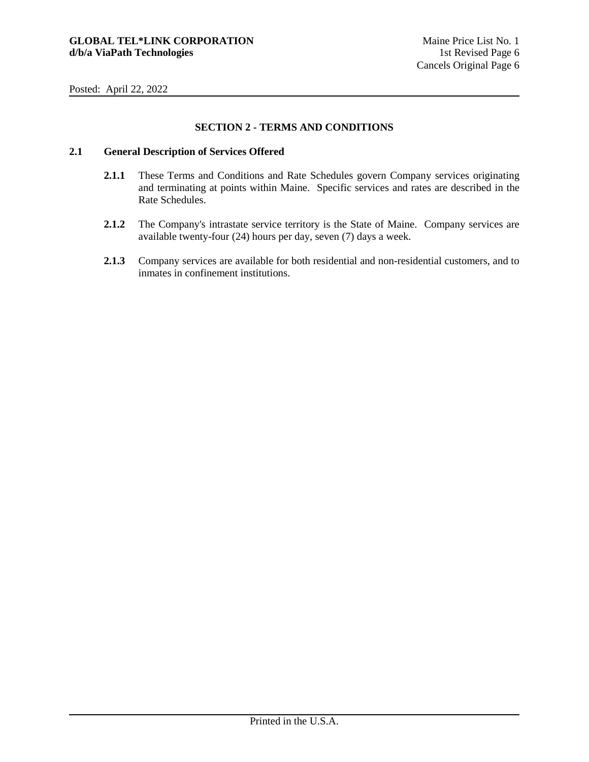# SECTION 2 - TERMS AND CONDITIONS

## 2.1 General Description of Services Offered

**2.1.1** These Terms and Conditions and Rate Schedules govern Company services originating and terminating at points within Maine. Specific services and rates are described in the Rate Schedules.

**2.1.2** The Company's intrastate service territory is the State of Maine. Company services are available twenty-four (24) hours per day, seven (7) days a week.

**2.1.3** Company services are available for both residential and non-residential customers, and to inmates in confinement institutions.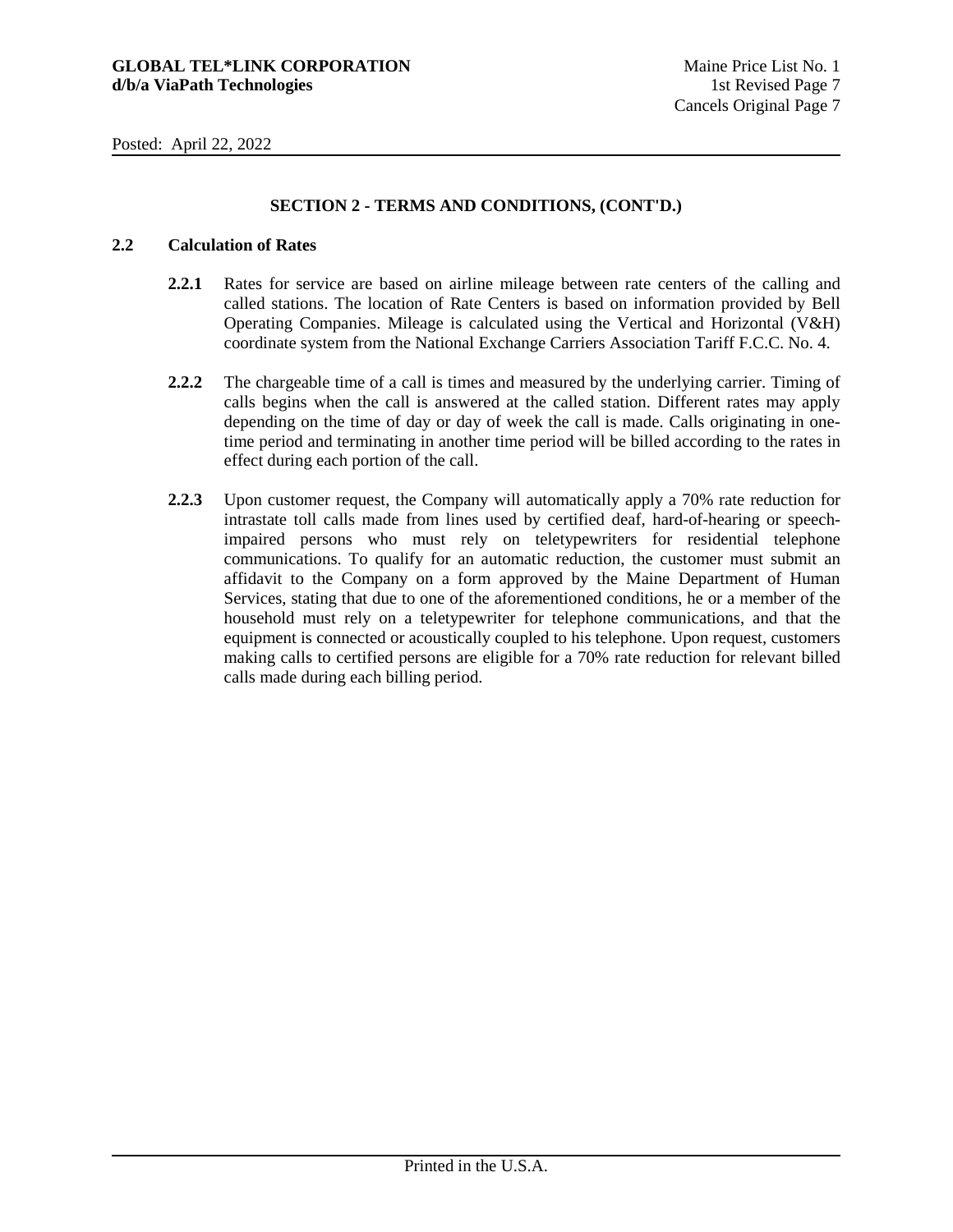## SECTION 2 - TERMS AND CONDITIONS, (CONT'D.)

### 2.2 Calculation of Rates

**2.2.1** Rates for service are based on airline mileage between rate centers of the calling and called stations. The location of Rate Centers is based on information provided by Bell Operating Companies. Mileage is calculated using the Vertical and Horizontal (V&H) coordinate system from the National Exchange Carriers Association Tariff F.C.C. No. 4.

**2.2.2** The chargeable time of a call is times and measured by the underlying carrier. Timing of calls begins when the call is answered at the called station. Different rates may apply depending on the time of day or day of week the call is made. Calls originating in one-time period and terminating in another time period will be billed according to the rates in effect during each portion of the call.

**2.2.3** Upon customer request, the Company will automatically apply a 70% rate reduction for intrastate toll calls made from lines used by certified deaf, hard-of-hearing or speech-impaired persons who must rely on teletypewriters for residential telephone communications. To qualify for an automatic reduction, the customer must submit an affidavit to the Company on a form approved by the Maine Department of Human Services, stating that due to one of the aforementioned conditions, he or a member of the household must rely on a teletypewriter for telephone communications, and that the equipment is connected or acoustically coupled to his telephone. Upon request, customers making calls to certified persons are eligible for a 70% rate reduction for relevant billed calls made during each billing period.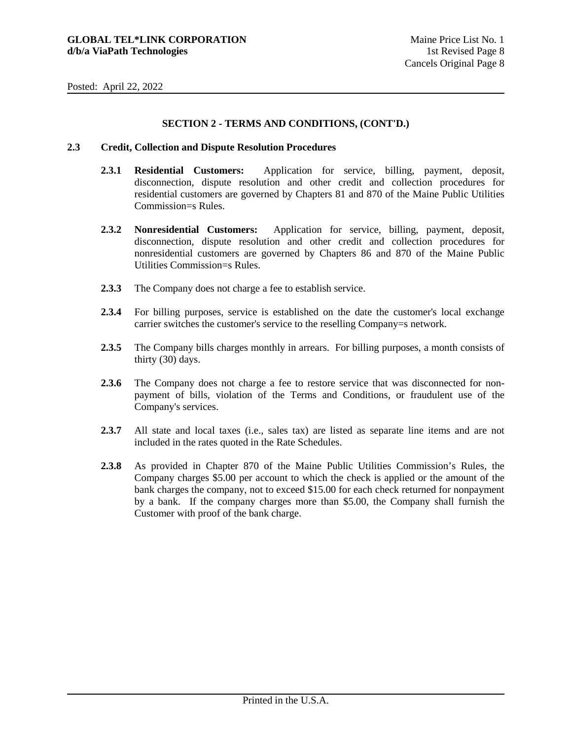## SECTION 2 - TERMS AND CONDITIONS, (CONT'D.)

### 2.3 Credit, Collection and Dispute Resolution Procedures

**2.3.1 Residential Customers:** Application for service, billing, payment, deposit, disconnection, dispute resolution and other credit and collection procedures for residential customers are governed by Chapters 81 and 870 of the Maine Public Utilities Commission=s Rules.

**2.3.2 Nonresidential Customers:** Application for service, billing, payment, deposit, disconnection, dispute resolution and other credit and collection procedures for nonresidential customers are governed by Chapters 86 and 870 of the Maine Public Utilities Commission=s Rules.

**2.3.3** The Company does not charge a fee to establish service.

**2.3.4** For billing purposes, service is established on the date the customer's local exchange carrier switches the customer's service to the reselling Company=s network.

**2.3.5** The Company bills charges monthly in arrears. For billing purposes, a month consists of thirty (30) days.

**2.3.6** The Company does not charge a fee to restore service that was disconnected for non-payment of bills, violation of the Terms and Conditions, or fraudulent use of the Company's services.

**2.3.7** All state and local taxes (i.e., sales tax) are listed as separate line items and are not included in the rates quoted in the Rate Schedules.

**2.3.8** As provided in Chapter 870 of the Maine Public Utilities Commission's Rules, the Company charges \$5.00 per account to which the check is applied or the amount of the bank charges the company, not to exceed \$15.00 for each check returned for nonpayment by a bank. If the company charges more than \$5.00, the Company shall furnish the Customer with proof of the bank charge.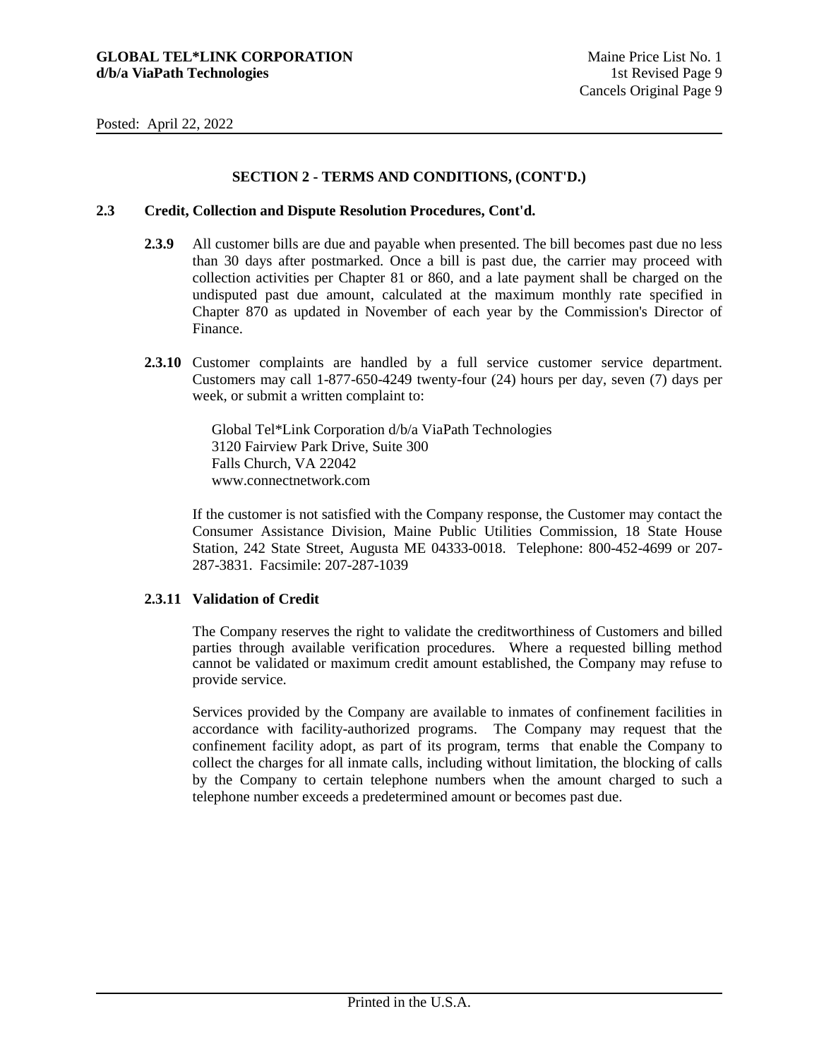## SECTION 2 - TERMS AND CONDITIONS, (CONT'D.)

### 2.3 Credit, Collection and Dispute Resolution Procedures, Cont'd.

**2.3.9** All customer bills are due and payable when presented. The bill becomes past due no less than 30 days after postmarked. Once a bill is past due, the carrier may proceed with collection activities per Chapter 81 or 860, and a late payment shall be charged on the undisputed past due amount, calculated at the maximum monthly rate specified in Chapter 870 as updated in November of each year by the Commission's Director of Finance.

**2.3.10** Customer complaints are handled by a full service customer service department. Customers may call 1-877-650-4249 twenty-four (24) hours per day, seven (7) days per week, or submit a written complaint to:

Global Tel*Link Corporation d/b/a ViaPath Technologies
3120 Fairview Park Drive, Suite 300
Falls Church, VA 22042
www.connectnetwork.com

If the customer is not satisfied with the Company response, the Customer may contact the Consumer Assistance Division, Maine Public Utilities Commission, 18 State House Station, 242 State Street, Augusta ME 04333-0018. Telephone: 800-452-4699 or 207-287-3831. Facsimile: 207-287-1039

**2.3.11 Validation of Credit**

The Company reserves the right to validate the creditworthiness of Customers and billed parties through available verification procedures. Where a requested billing method cannot be validated or maximum credit amount established, the Company may refuse to provide service.

Services provided by the Company are available to inmates of confinement facilities in accordance with facility-authorized programs. The Company may request that the confinement facility adopt, as part of its program, terms that enable the Company to collect the charges for all inmate calls, including without limitation, the blocking of calls by the Company to certain telephone numbers when the amount charged to such a telephone number exceeds a predetermined amount or becomes past due.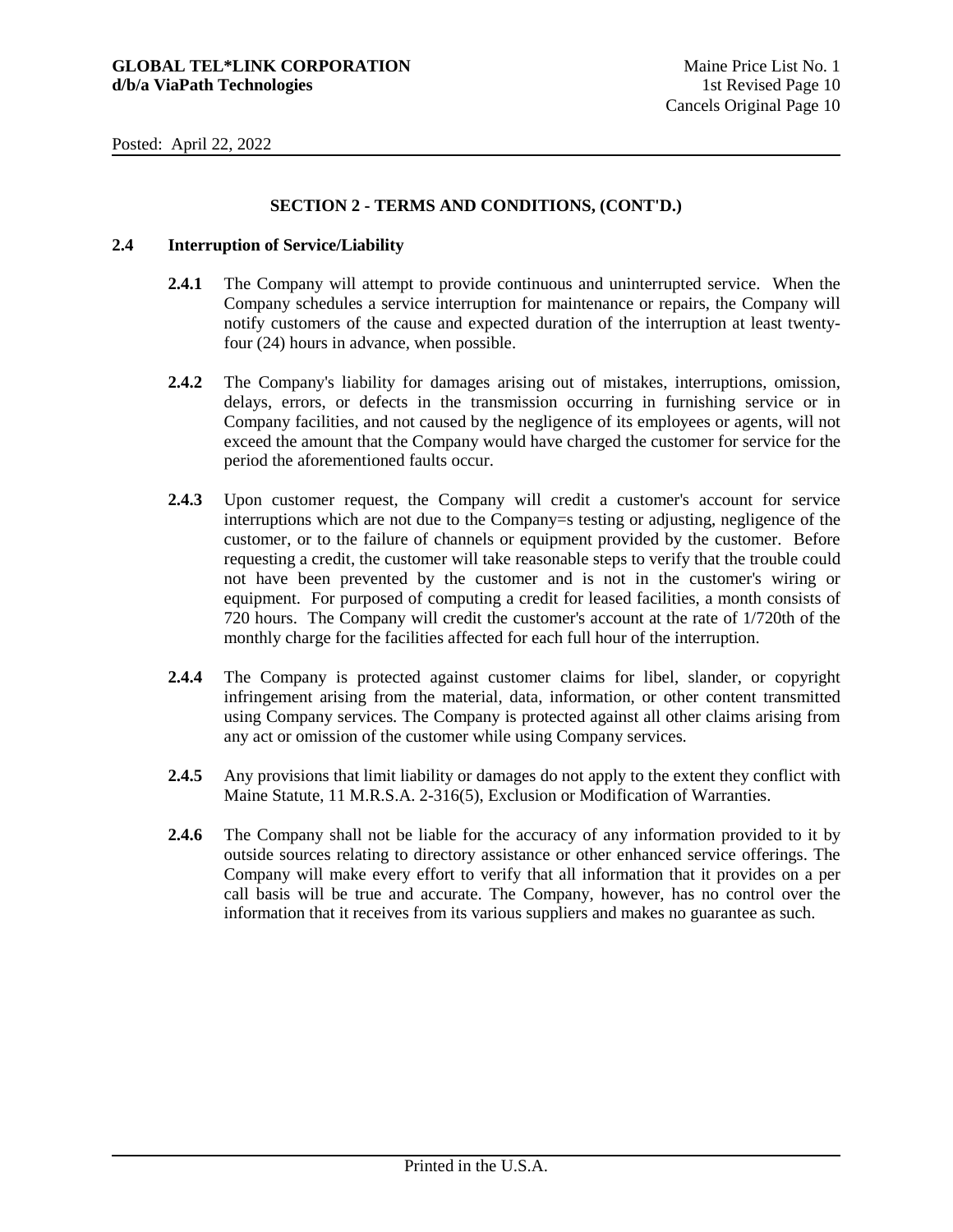## SECTION 2 - TERMS AND CONDITIONS, (CONT'D.)

### 2.4 Interruption of Service/Liability

**2.4.1** The Company will attempt to provide continuous and uninterrupted service. When the Company schedules a service interruption for maintenance or repairs, the Company will notify customers of the cause and expected duration of the interruption at least twenty-four (24) hours in advance, when possible.

**2.4.2** The Company's liability for damages arising out of mistakes, interruptions, omission, delays, errors, or defects in the transmission occurring in furnishing service or in Company facilities, and not caused by the negligence of its employees or agents, will not exceed the amount that the Company would have charged the customer for service for the period the aforementioned faults occur.

**2.4.3** Upon customer request, the Company will credit a customer's account for service interruptions which are not due to the Company=s testing or adjusting, negligence of the customer, or to the failure of channels or equipment provided by the customer. Before requesting a credit, the customer will take reasonable steps to verify that the trouble could not have been prevented by the customer and is not in the customer's wiring or equipment. For purposed of computing a credit for leased facilities, a month consists of 720 hours. The Company will credit the customer's account at the rate of 1/720th of the monthly charge for the facilities affected for each full hour of the interruption.

**2.4.4** The Company is protected against customer claims for libel, slander, or copyright infringement arising from the material, data, information, or other content transmitted using Company services. The Company is protected against all other claims arising from any act or omission of the customer while using Company services.

**2.4.5** Any provisions that limit liability or damages do not apply to the extent they conflict with Maine Statute, 11 M.R.S.A. 2-316(5), Exclusion or Modification of Warranties.

**2.4.6** The Company shall not be liable for the accuracy of any information provided to it by outside sources relating to directory assistance or other enhanced service offerings. The Company will make every effort to verify that all information that it provides on a per call basis will be true and accurate. The Company, however, has no control over the information that it receives from its various suppliers and makes no guarantee as such.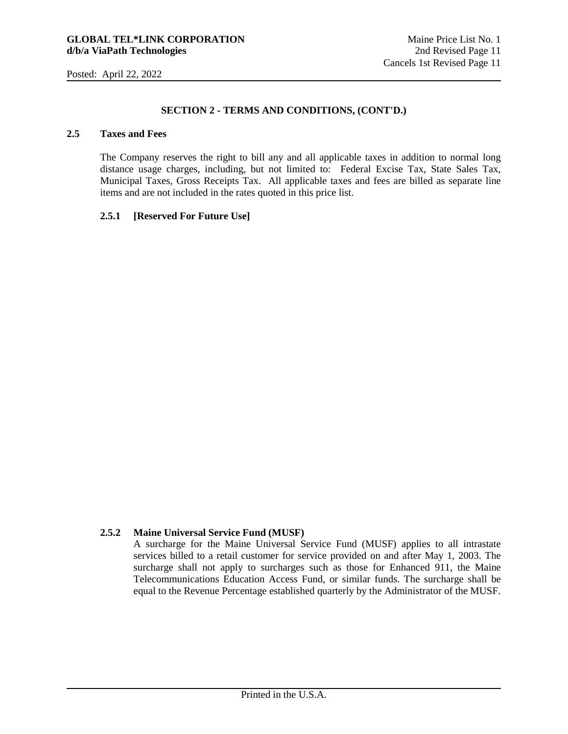## SECTION 2 - TERMS AND CONDITIONS, (CONT'D.)

### 2.5 Taxes and Fees

The Company reserves the right to bill any and all applicable taxes in addition to normal long distance usage charges, including, but not limited to: Federal Excise Tax, State Sales Tax, Municipal Taxes, Gross Receipts Tax. All applicable taxes and fees are billed as separate line items and are not included in the rates quoted in this price list.

#### 2.5.1 [Reserved For Future Use]

#### 2.5.2 Maine Universal Service Fund (MUSF)

A surcharge for the Maine Universal Service Fund (MUSF) applies to all intrastate services billed to a retail customer for service provided on and after May 1, 2003. The surcharge shall not apply to surcharges such as those for Enhanced 911, the Maine Telecommunications Education Access Fund, or similar funds. The surcharge shall be equal to the Revenue Percentage established quarterly by the Administrator of the MUSF.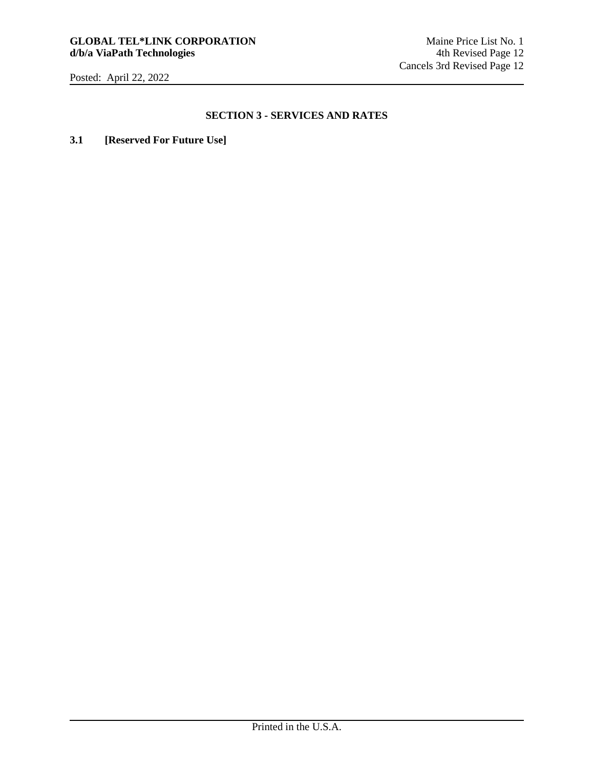## SECTION 3 - SERVICES AND RATES

**3.1 [Reserved For Future Use]**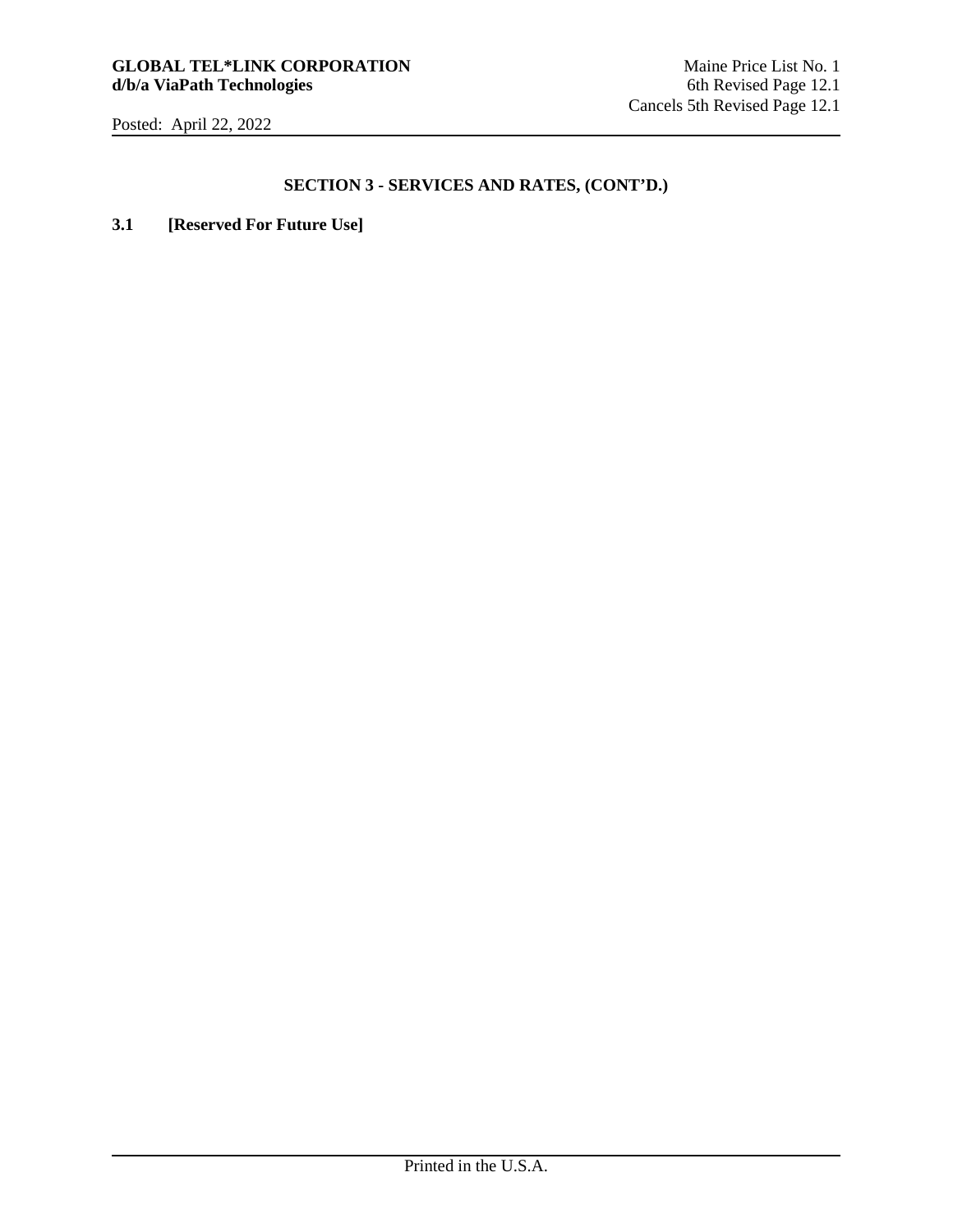## SECTION 3 - SERVICES AND RATES, (CONT'D.)

**3.1 [Reserved For Future Use]**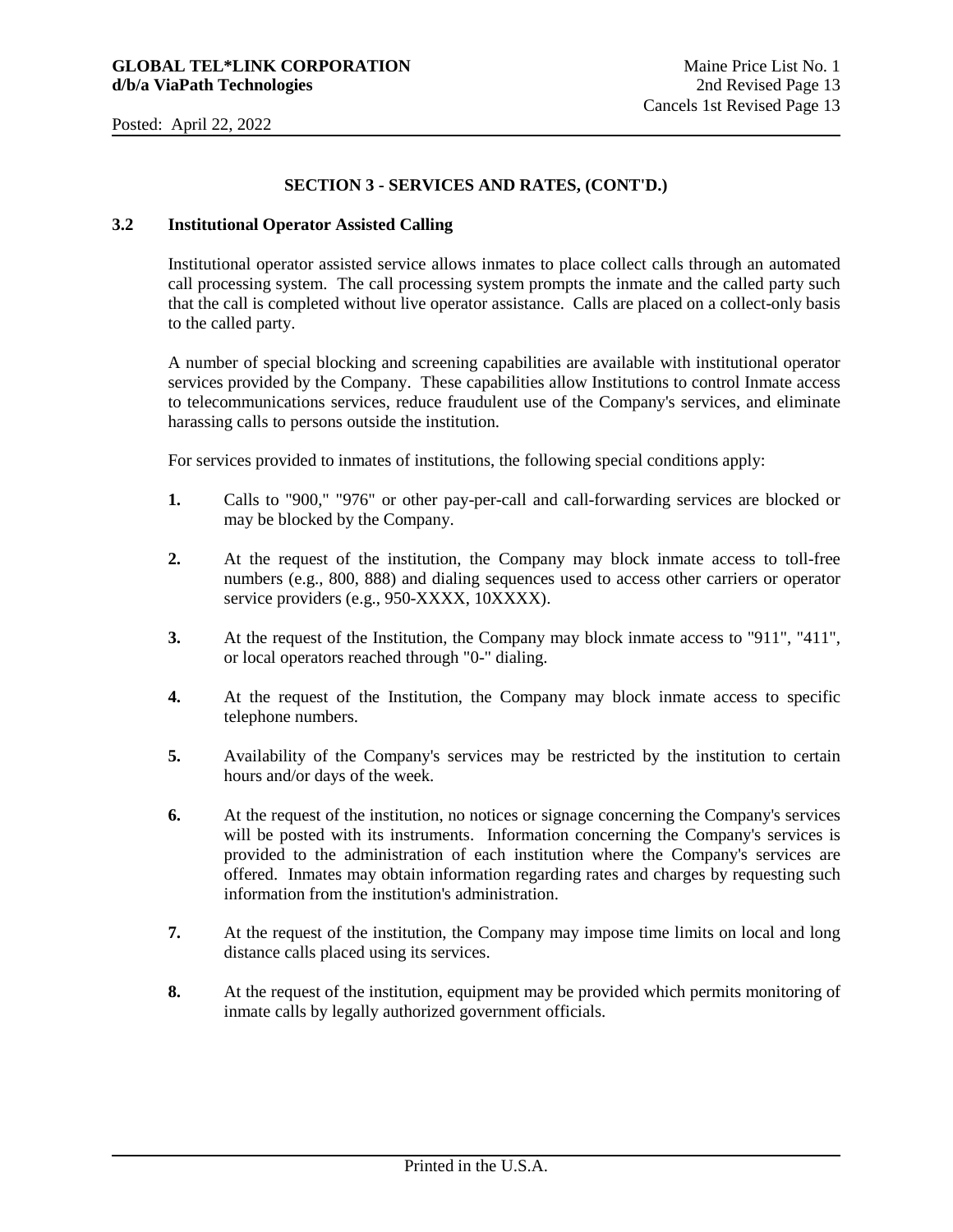## SECTION 3 - SERVICES AND RATES, (CONT'D.)

### 3.2 Institutional Operator Assisted Calling

Institutional operator assisted service allows inmates to place collect calls through an automated call processing system. The call processing system prompts the inmate and the called party such that the call is completed without live operator assistance. Calls are placed on a collect-only basis to the called party.

A number of special blocking and screening capabilities are available with institutional operator services provided by the Company. These capabilities allow Institutions to control Inmate access to telecommunications services, reduce fraudulent use of the Company's services, and eliminate harassing calls to persons outside the institution.

For services provided to inmates of institutions, the following special conditions apply:

**1.** Calls to "900," "976" or other pay-per-call and call-forwarding services are blocked or may be blocked by the Company.

**2.** At the request of the institution, the Company may block inmate access to toll-free numbers (e.g., 800, 888) and dialing sequences used to access other carriers or operator service providers (e.g., 950-XXXX, 10XXXX).

**3.** At the request of the Institution, the Company may block inmate access to "911", "411", or local operators reached through "0-" dialing.

**4.** At the request of the Institution, the Company may block inmate access to specific telephone numbers.

**5.** Availability of the Company's services may be restricted by the institution to certain hours and/or days of the week.

**6.** At the request of the institution, no notices or signage concerning the Company's services will be posted with its instruments. Information concerning the Company's services is provided to the administration of each institution where the Company's services are offered. Inmates may obtain information regarding rates and charges by requesting such information from the institution's administration.

**7.** At the request of the institution, the Company may impose time limits on local and long distance calls placed using its services.

**8.** At the request of the institution, equipment may be provided which permits monitoring of inmate calls by legally authorized government officials.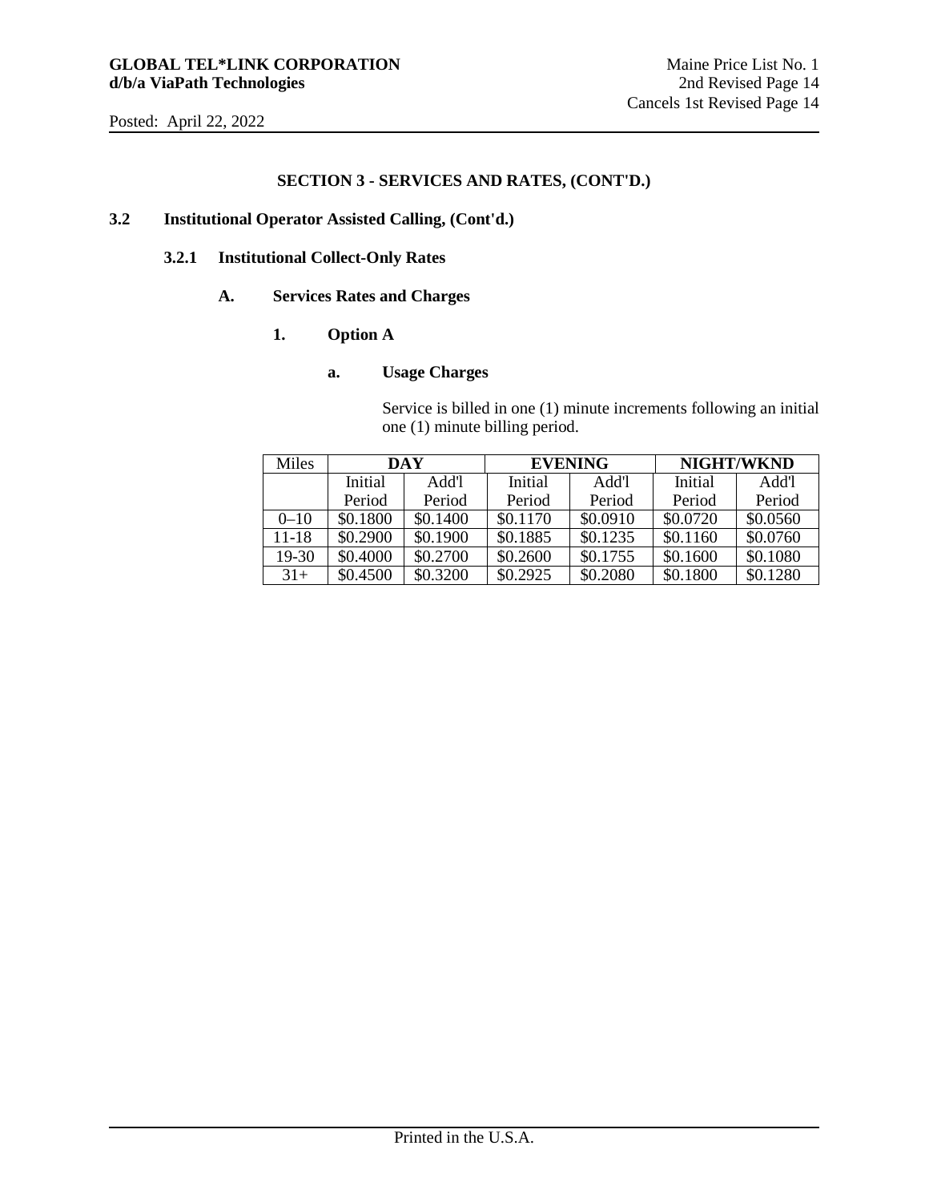## SECTION 3 - SERVICES AND RATES, (CONT'D.)

### 3.2 Institutional Operator Assisted Calling, (Cont'd.)

#### 3.2.1 Institutional Collect-Only Rates

**A. Services Rates and Charges**

**1. Option A**

**a. Usage Charges**

Service is billed in one (1) minute increments following an initial one (1) minute billing period.

| Miles | DAY | | EVENING | | NIGHT/WKND | |
|---|---|---|---|---|---|---|
| | Initial Period | Add'l Period | Initial Period | Add'l Period | Initial Period | Add'l Period |
| 0–10 | $0.1800 | $0.1400 | $0.1170 | $0.0910 | $0.0720 | $0.0560 |
| 11-18 | $0.2900 | $0.1900 | $0.1885 | $0.1235 | $0.1160 | $0.0760 |
| 19-30 | $0.4000 | $0.2700 | $0.2600 | $0.1755 | $0.1600 | $0.1080 |
| 31+ | $0.4500 | $0.3200 | $0.2925 | $0.2080 | $0.1800 | $0.1280 |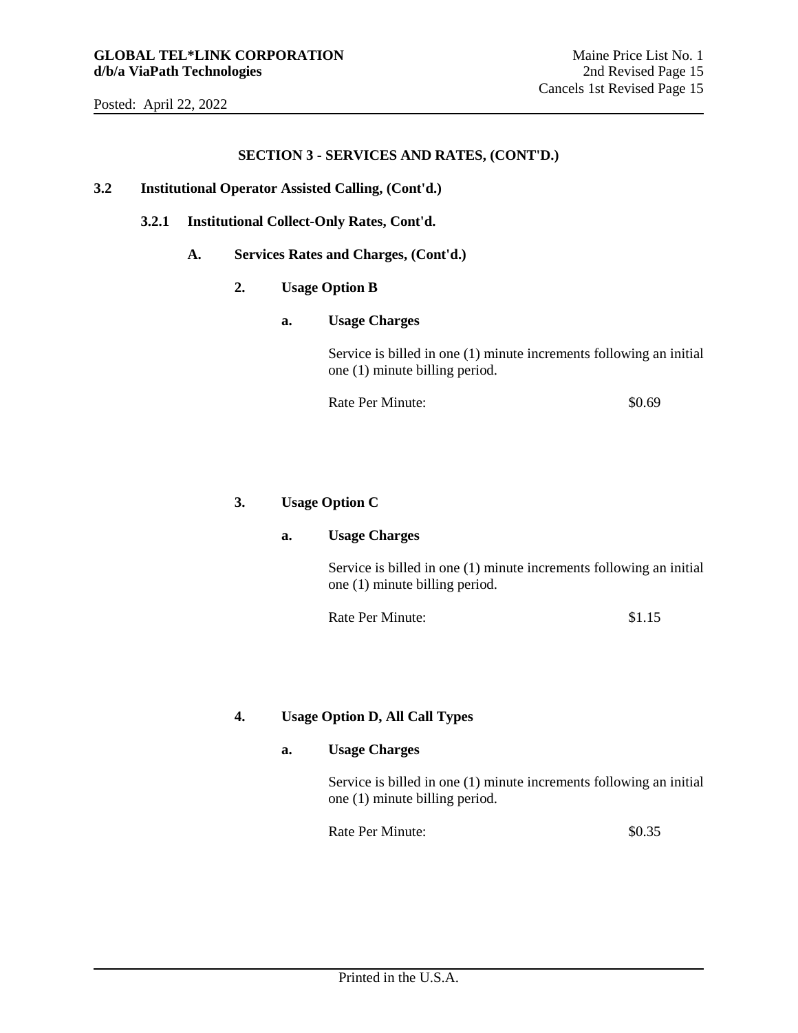## SECTION 3 - SERVICES AND RATES, (CONT'D.)

### 3.2 Institutional Operator Assisted Calling, (Cont'd.)

#### 3.2.1 Institutional Collect-Only Rates, Cont'd.

**A. Services Rates and Charges, (Cont'd.)**

**2. Usage Option B**

**a. Usage Charges**

Service is billed in one (1) minute increments following an initial one (1) minute billing period.

Rate Per Minute: $0.69

**3. Usage Option C**

**a. Usage Charges**

Service is billed in one (1) minute increments following an initial one (1) minute billing period.

Rate Per Minute: $1.15

**4. Usage Option D, All Call Types**

**a. Usage Charges**

Service is billed in one (1) minute increments following an initial one (1) minute billing period.

Rate Per Minute: $0.35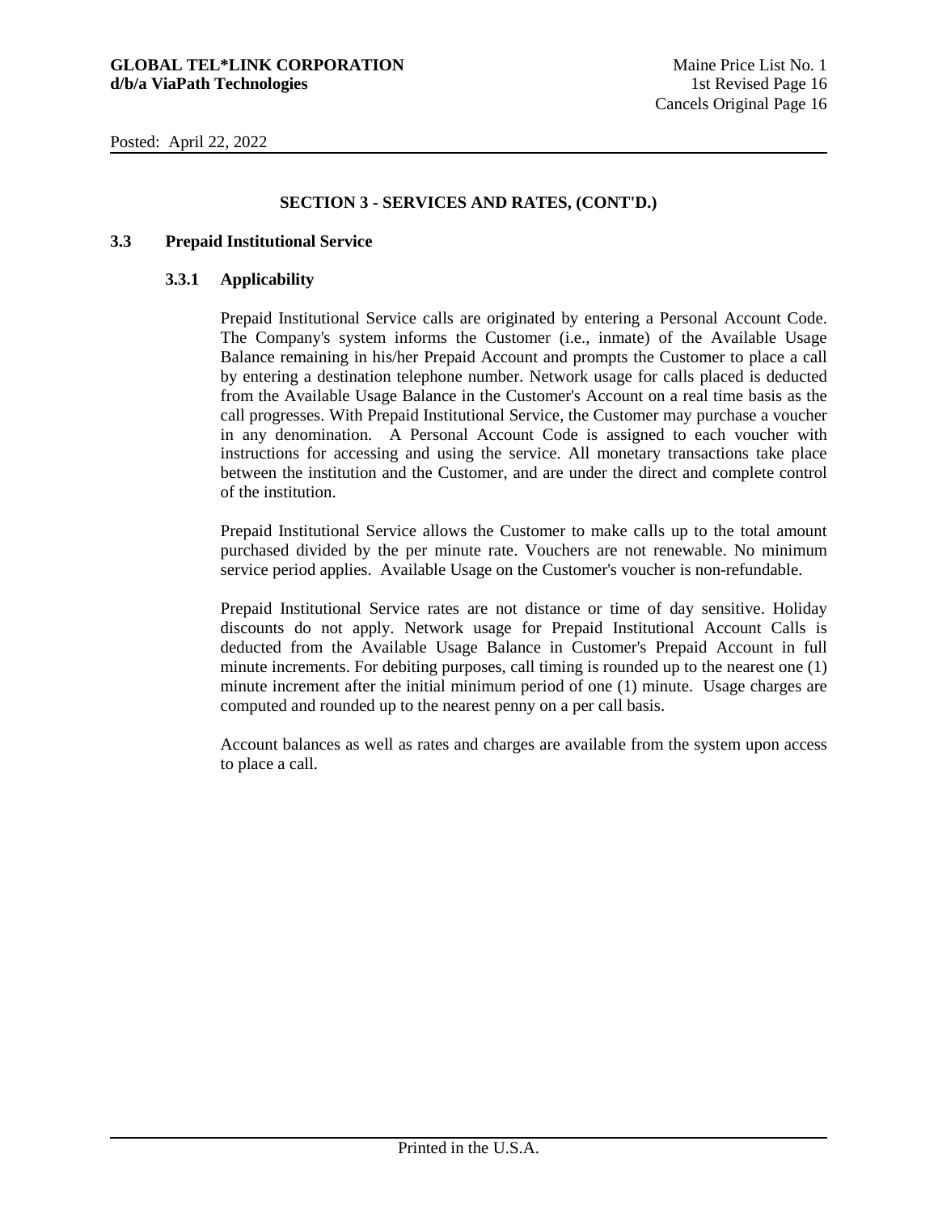## SECTION 3 - SERVICES AND RATES, (CONT'D.)

### 3.3 Prepaid Institutional Service

#### 3.3.1 Applicability

Prepaid Institutional Service calls are originated by entering a Personal Account Code. The Company's system informs the Customer (i.e., inmate) of the Available Usage Balance remaining in his/her Prepaid Account and prompts the Customer to place a call by entering a destination telephone number. Network usage for calls placed is deducted from the Available Usage Balance in the Customer's Account on a real time basis as the call progresses. With Prepaid Institutional Service, the Customer may purchase a voucher in any denomination. A Personal Account Code is assigned to each voucher with instructions for accessing and using the service. All monetary transactions take place between the institution and the Customer, and are under the direct and complete control of the institution.

Prepaid Institutional Service allows the Customer to make calls up to the total amount purchased divided by the per minute rate. Vouchers are not renewable. No minimum service period applies. Available Usage on the Customer's voucher is non-refundable.

Prepaid Institutional Service rates are not distance or time of day sensitive. Holiday discounts do not apply. Network usage for Prepaid Institutional Account Calls is deducted from the Available Usage Balance in Customer's Prepaid Account in full minute increments. For debiting purposes, call timing is rounded up to the nearest one (1) minute increment after the initial minimum period of one (1) minute. Usage charges are computed and rounded up to the nearest penny on a per call basis.

Account balances as well as rates and charges are available from the system upon access to place a call.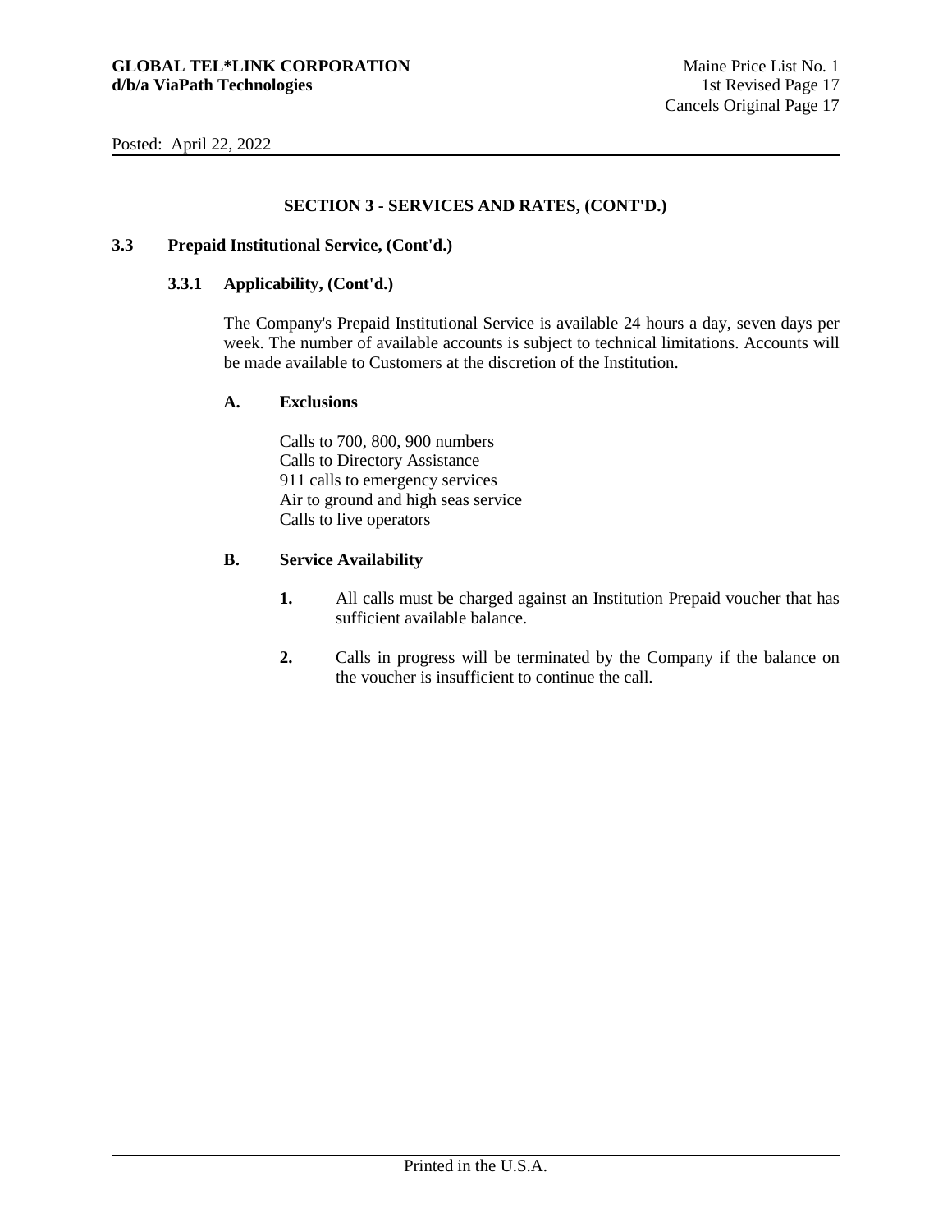## SECTION 3 - SERVICES AND RATES, (CONT'D.)

### 3.3 Prepaid Institutional Service, (Cont'd.)

#### 3.3.1 Applicability, (Cont'd.)

The Company's Prepaid Institutional Service is available 24 hours a day, seven days per week. The number of available accounts is subject to technical limitations. Accounts will be made available to Customers at the discretion of the Institution.

**A. Exclusions**

Calls to 700, 800, 900 numbers
Calls to Directory Assistance
911 calls to emergency services
Air to ground and high seas service
Calls to live operators

**B. Service Availability**

1. All calls must be charged against an Institution Prepaid voucher that has sufficient available balance.

2. Calls in progress will be terminated by the Company if the balance on the voucher is insufficient to continue the call.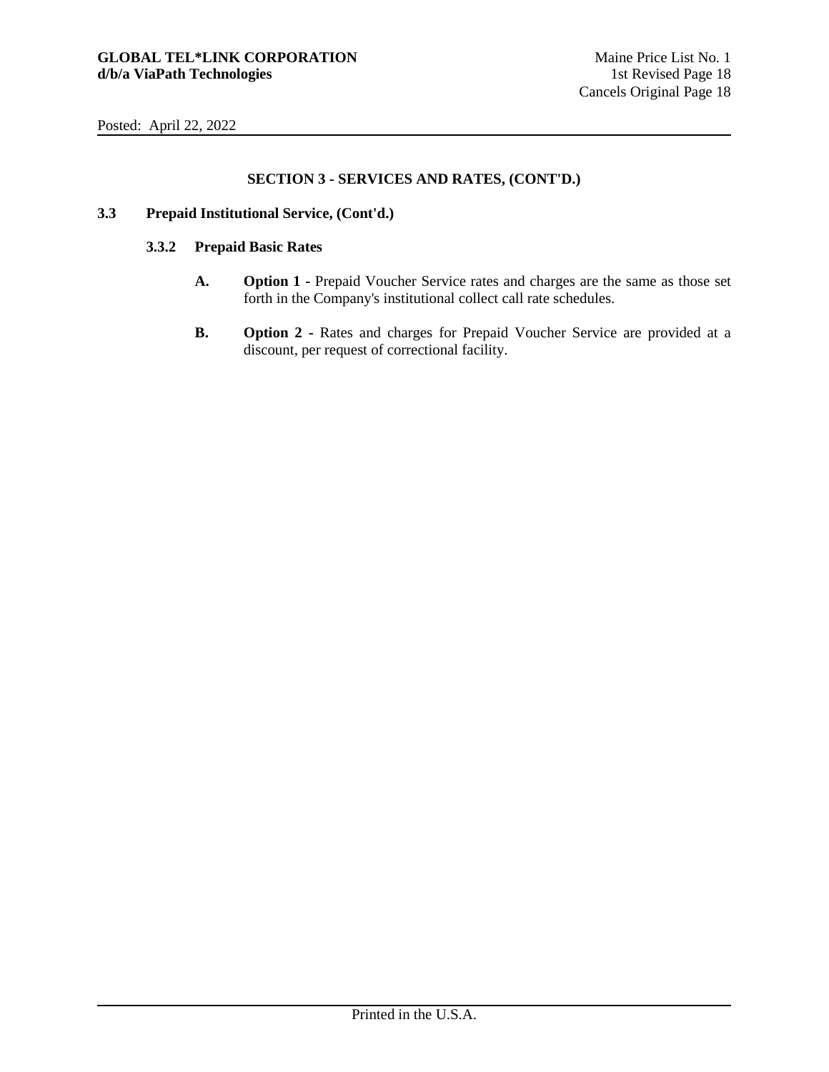## SECTION 3 - SERVICES AND RATES, (CONT'D.)

### 3.3 Prepaid Institutional Service, (Cont'd.)

#### 3.3.2 Prepaid Basic Rates

**A.** **Option 1 -** Prepaid Voucher Service rates and charges are the same as those set forth in the Company's institutional collect call rate schedules.

**B.** **Option 2 -** Rates and charges for Prepaid Voucher Service are provided at a discount, per request of correctional facility.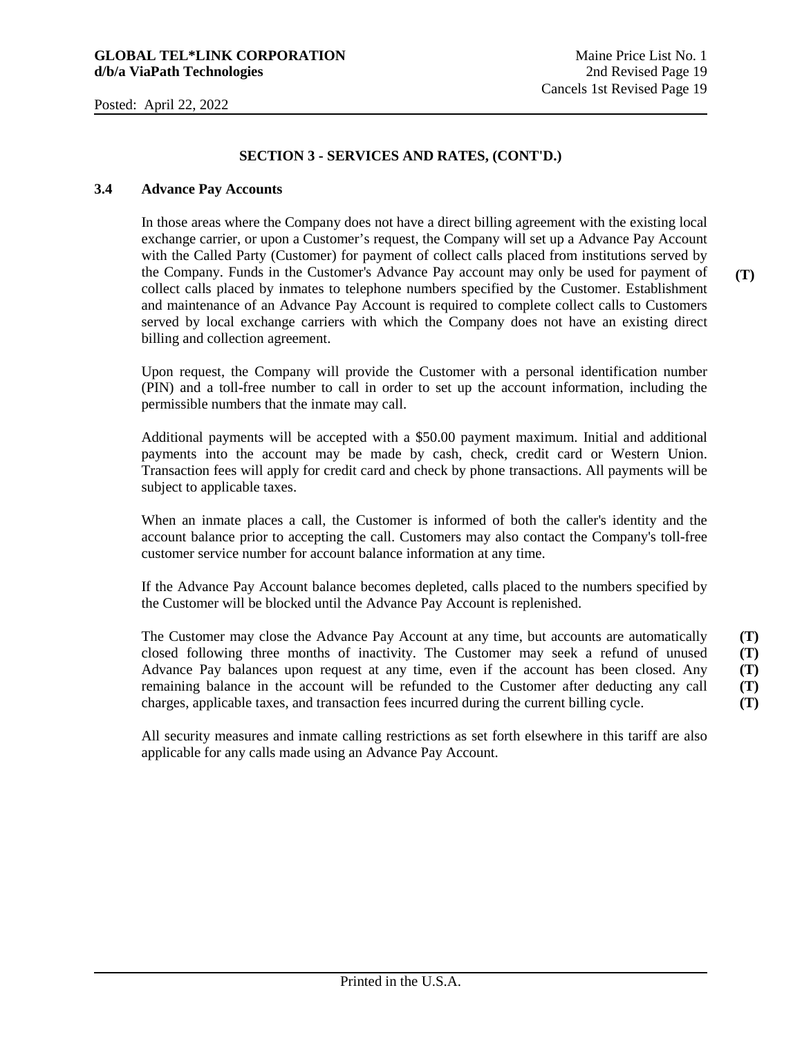**GLOBAL TEL*LINK CORPORATION**
**d/b/a ViaPath Technologies**

Maine Price List No. 1
2nd Revised Page 19
Cancels 1st Revised Page 19

Posted: April 22, 2022

## SECTION 3 - SERVICES AND RATES, (CONT'D.)

### 3.4 Advance Pay Accounts

In those areas where the Company does not have a direct billing agreement with the existing local exchange carrier, or upon a Customer's request, the Company will set up a Advance Pay Account with the Called Party (Customer) for payment of collect calls placed from institutions served by the Company. Funds in the Customer's Advance Pay account may only be used for payment of collect calls placed by inmates to telephone numbers specified by the Customer. Establishment and maintenance of an Advance Pay Account is required to complete collect calls to Customers served by local exchange carriers with which the Company does not have an existing direct billing and collection agreement. **(T)**

Upon request, the Company will provide the Customer with a personal identification number (PIN) and a toll-free number to call in order to set up the account information, including the permissible numbers that the inmate may call.

Additional payments will be accepted with a $50.00 payment maximum. Initial and additional payments into the account may be made by cash, check, credit card or Western Union. Transaction fees will apply for credit card and check by phone transactions. All payments will be subject to applicable taxes.

When an inmate places a call, the Customer is informed of both the caller's identity and the account balance prior to accepting the call. Customers may also contact the Company's toll-free customer service number for account balance information at any time.

If the Advance Pay Account balance becomes depleted, calls placed to the numbers specified by the Customer will be blocked until the Advance Pay Account is replenished.

The Customer may close the Advance Pay Account at any time, but accounts are automatically closed following three months of inactivity. The Customer may seek a refund of unused Advance Pay balances upon request at any time, even if the account has been closed. Any remaining balance in the account will be refunded to the Customer after deducting any call charges, applicable taxes, and transaction fees incurred during the current billing cycle. **(T)** **(T)** **(T)** **(T)** **(T)**

All security measures and inmate calling restrictions as set forth elsewhere in this tariff are also applicable for any calls made using an Advance Pay Account.

Printed in the U.S.A.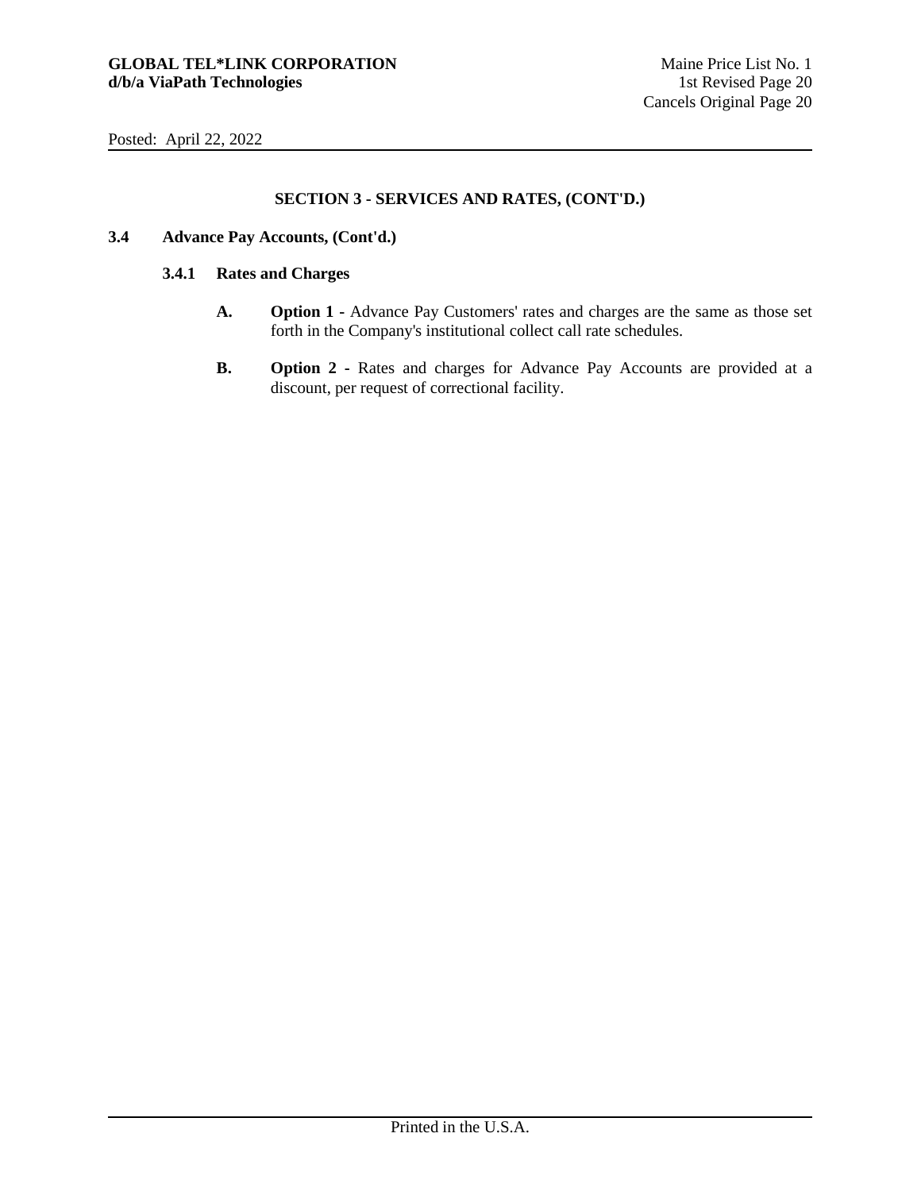## SECTION 3 - SERVICES AND RATES, (CONT'D.)

### 3.4 Advance Pay Accounts, (Cont'd.)

#### 3.4.1 Rates and Charges

**A.** **Option 1 -** Advance Pay Customers' rates and charges are the same as those set forth in the Company's institutional collect call rate schedules.

**B.** **Option 2 -** Rates and charges for Advance Pay Accounts are provided at a discount, per request of correctional facility.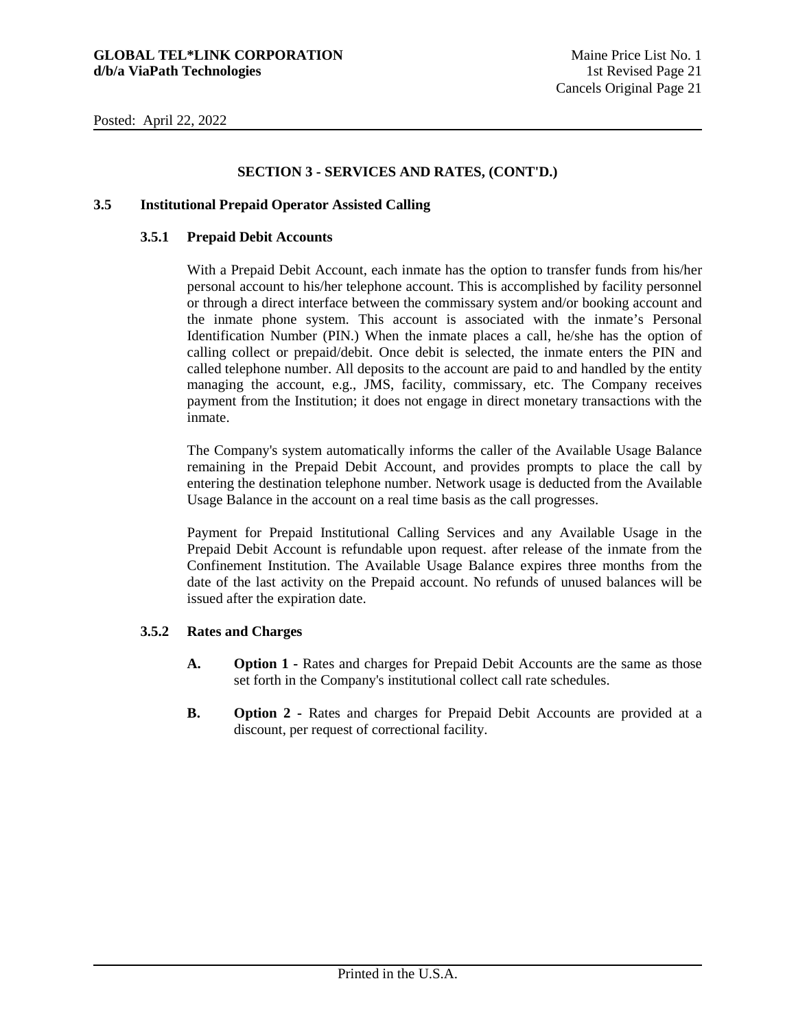## SECTION 3 - SERVICES AND RATES, (CONT'D.)

### 3.5 Institutional Prepaid Operator Assisted Calling

#### 3.5.1 Prepaid Debit Accounts

With a Prepaid Debit Account, each inmate has the option to transfer funds from his/her personal account to his/her telephone account. This is accomplished by facility personnel or through a direct interface between the commissary system and/or booking account and the inmate phone system. This account is associated with the inmate's Personal Identification Number (PIN.) When the inmate places a call, he/she has the option of calling collect or prepaid/debit. Once debit is selected, the inmate enters the PIN and called telephone number. All deposits to the account are paid to and handled by the entity managing the account, e.g., JMS, facility, commissary, etc. The Company receives payment from the Institution; it does not engage in direct monetary transactions with the inmate.

The Company's system automatically informs the caller of the Available Usage Balance remaining in the Prepaid Debit Account, and provides prompts to place the call by entering the destination telephone number. Network usage is deducted from the Available Usage Balance in the account on a real time basis as the call progresses.

Payment for Prepaid Institutional Calling Services and any Available Usage in the Prepaid Debit Account is refundable upon request. after release of the inmate from the Confinement Institution. The Available Usage Balance expires three months from the date of the last activity on the Prepaid account. No refunds of unused balances will be issued after the expiration date.

#### 3.5.2 Rates and Charges

**A. Option 1 -** Rates and charges for Prepaid Debit Accounts are the same as those set forth in the Company's institutional collect call rate schedules.

**B. Option 2 -** Rates and charges for Prepaid Debit Accounts are provided at a discount, per request of correctional facility.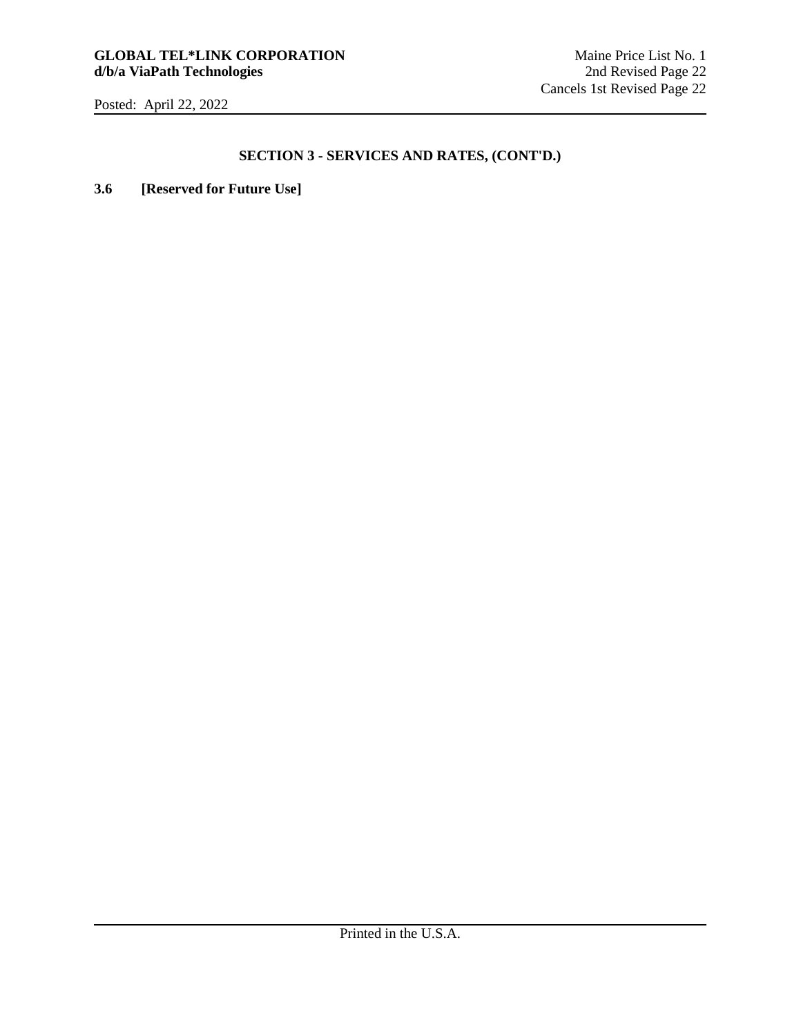## SECTION 3 - SERVICES AND RATES, (CONT'D.)

**3.6 [Reserved for Future Use]**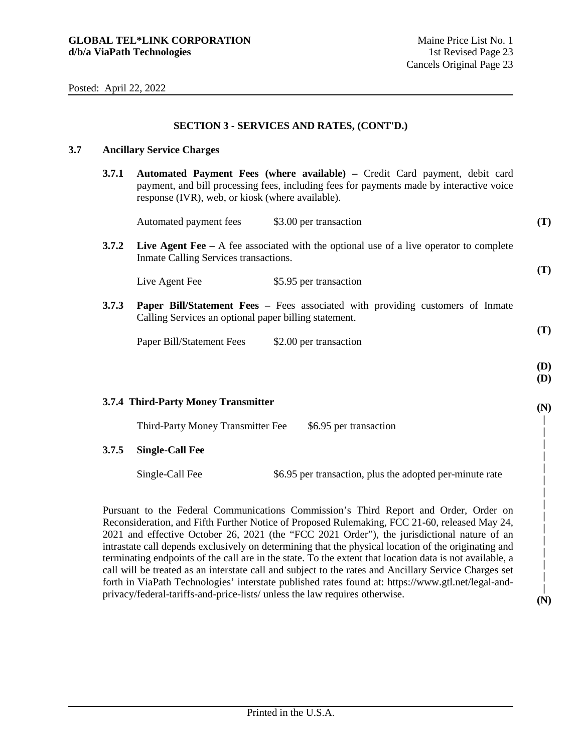**SECTION 3 - SERVICES AND RATES, (CONT'D.)**

**3.7 Ancillary Service Charges**

**3.7.1 Automated Payment Fees (where available) –** Credit Card payment, debit card payment, and bill processing fees, including fees for payments made by interactive voice response (IVR), web, or kiosk (where available).

Automated payment fees $3.00 per transaction **(T)**

**3.7.2 Live Agent Fee –** A fee associated with the optional use of a live operator to complete Inmate Calling Services transactions.

Live Agent Fee $5.95 per transaction **(T)**

**3.7.3 Paper Bill/Statement Fees** – Fees associated with providing customers of Inmate Calling Services an optional paper billing statement.

Paper Bill/Statement Fees $2.00 per transaction **(T)**

**(D)**
**(D)**

**3.7.4 Third-Party Money Transmitter** **(N)**

Third-Party Money Transmitter Fee $6.95 per transaction

**3.7.5 Single-Call Fee**

Single-Call Fee $6.95 per transaction, plus the adopted per-minute rate

Pursuant to the Federal Communications Commission's Third Report and Order, Order on Reconsideration, and Fifth Further Notice of Proposed Rulemaking, FCC 21-60, released May 24, 2021 and effective October 26, 2021 (the "FCC 2021 Order"), the jurisdictional nature of an intrastate call depends exclusively on determining that the physical location of the originating and terminating endpoints of the call are in the state. To the extent that location data is not available, a call will be treated as an interstate call and subject to the rates and Ancillary Service Charges set forth in ViaPath Technologies' interstate published rates found at: https://www.gtl.net/legal-and-privacy/federal-tariffs-and-price-lists/ unless the law requires otherwise. **(N)**